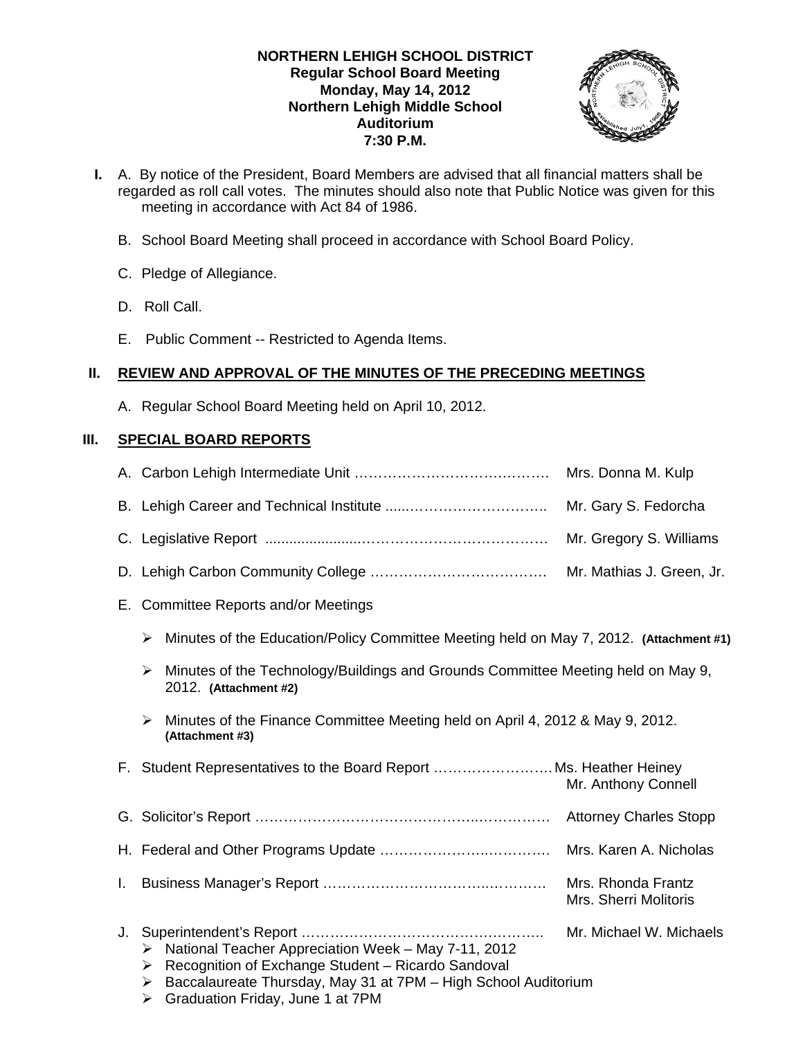**NORTHERN LEHIGH SCHOOL DISTRICT**
**Regular School Board Meeting**
**Monday, May 14, 2012**
**Northern Lehigh Middle School**
**Auditorium**
**7:30 P.M.**

**I.** A. By notice of the President, Board Members are advised that all financial matters shall be regarded as roll call votes. The minutes should also note that Public Notice was given for this meeting in accordance with Act 84 of 1986.

B. School Board Meeting shall proceed in accordance with School Board Policy.

C. Pledge of Allegiance.

D. Roll Call.

E. Public Comment -- Restricted to Agenda Items.

## II. REVIEW AND APPROVAL OF THE MINUTES OF THE PRECEDING MEETINGS

A. Regular School Board Meeting held on April 10, 2012.

## III. SPECIAL BOARD REPORTS

A. Carbon Lehigh Intermediate Unit …………………………………… Mrs. Donna M. Kulp

B. Lehigh Career and Technical Institute ……………………………… Mr. Gary S. Fedorcha

C. Legislative Report ……………………………………………………… Mr. Gregory S. Williams

D. Lehigh Carbon Community College ………………………………… Mr. Mathias J. Green, Jr.

E. Committee Reports and/or Meetings

- Minutes of the Education/Policy Committee Meeting held on May 7, 2012. **(Attachment #1)**
- Minutes of the Technology/Buildings and Grounds Committee Meeting held on May 9, 2012. **(Attachment #2)**
- Minutes of the Finance Committee Meeting held on April 4, 2012 & May 9, 2012. **(Attachment #3)**

F. Student Representatives to the Board Report …………………… Ms. Heather Heiney
Mr. Anthony Connell

G. Solicitor's Report ……………………………………………………… Attorney Charles Stopp

H. Federal and Other Programs Update ………………………………… Mrs. Karen A. Nicholas

I. Business Manager's Report …………………………………………… Mrs. Rhonda Frantz
Mrs. Sherri Molitoris

J. Superintendent's Report ……………………………………………… Mr. Michael W. Michaels

- National Teacher Appreciation Week – May 7-11, 2012
- Recognition of Exchange Student – Ricardo Sandoval
- Baccalaureate Thursday, May 31 at 7PM – High School Auditorium
- Graduation Friday, June 1 at 7PM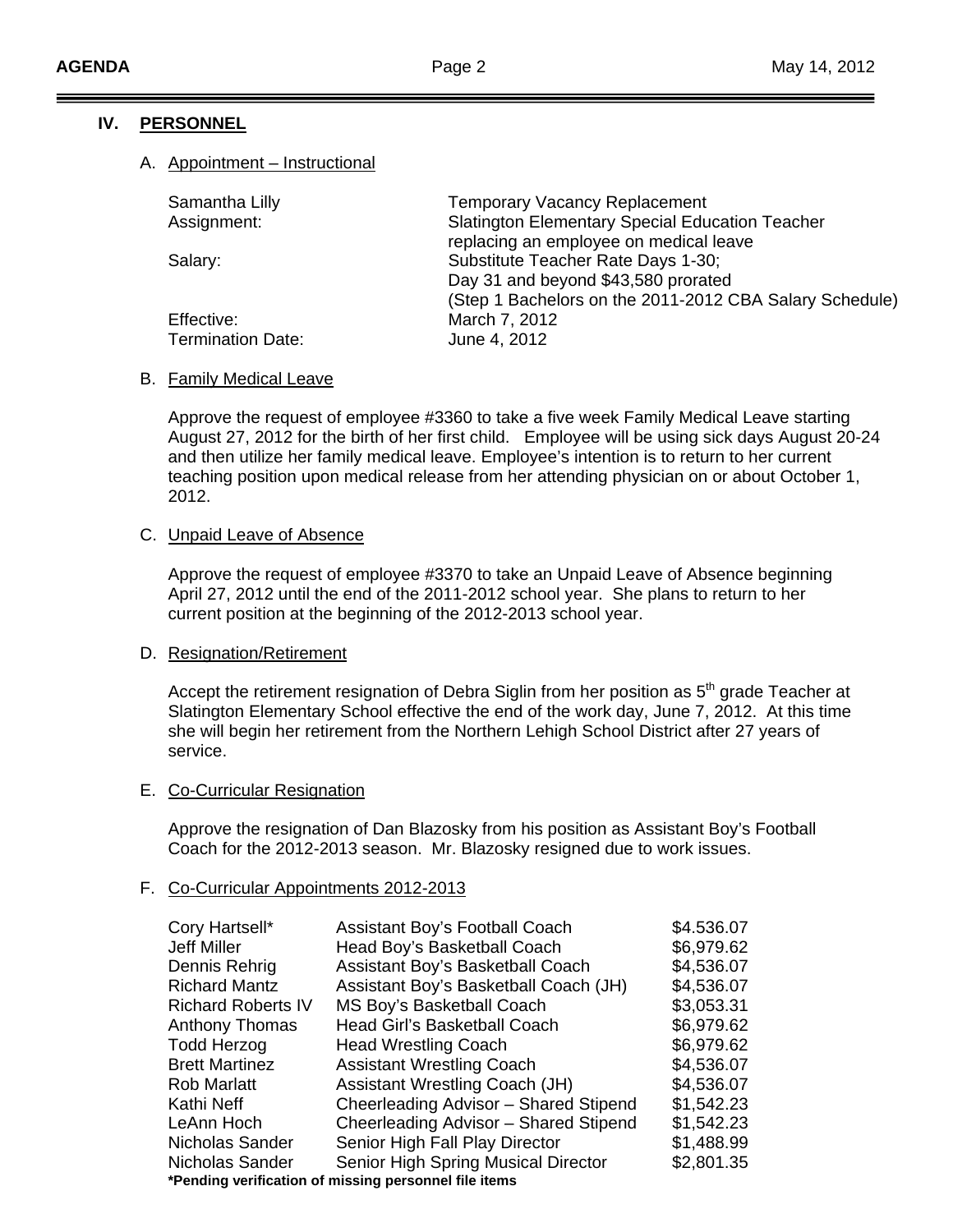## IV. PERSONNEL

### A. Appointment – Instructional

| | |
|---|---|
| Samantha Lilly | Temporary Vacancy Replacement |
| Assignment: | Slatington Elementary Special Education Teacher replacing an employee on medical leave |
| Salary: | Substitute Teacher Rate Days 1-30; Day 31 and beyond $43,580 prorated (Step 1 Bachelors on the 2011-2012 CBA Salary Schedule) |
| Effective: | March 7, 2012 |
| Termination Date: | June 4, 2012 |

### B. Family Medical Leave

Approve the request of employee #3360 to take a five week Family Medical Leave starting August 27, 2012 for the birth of her first child. Employee will be using sick days August 20-24 and then utilize her family medical leave. Employee's intention is to return to her current teaching position upon medical release from her attending physician on or about October 1, 2012.

### C. Unpaid Leave of Absence

Approve the request of employee #3370 to take an Unpaid Leave of Absence beginning April 27, 2012 until the end of the 2011-2012 school year. She plans to return to her current position at the beginning of the 2012-2013 school year.

### D. Resignation/Retirement

Accept the retirement resignation of Debra Siglin from her position as 5th grade Teacher at Slatington Elementary School effective the end of the work day, June 7, 2012. At this time she will begin her retirement from the Northern Lehigh School District after 27 years of service.

### E. Co-Curricular Resignation

Approve the resignation of Dan Blazosky from his position as Assistant Boy's Football Coach for the 2012-2013 season. Mr. Blazosky resigned due to work issues.

### F. Co-Curricular Appointments 2012-2013

| | | |
|---|---|---|
| Cory Hartsell* | Assistant Boy's Football Coach | $4.536.07 |
| Jeff Miller | Head Boy's Basketball Coach | $6,979.62 |
| Dennis Rehrig | Assistant Boy's Basketball Coach | $4,536.07 |
| Richard Mantz | Assistant Boy's Basketball Coach (JH) | $4,536.07 |
| Richard Roberts IV | MS Boy's Basketball Coach | $3,053.31 |
| Anthony Thomas | Head Girl's Basketball Coach | $6,979.62 |
| Todd Herzog | Head Wrestling Coach | $6,979.62 |
| Brett Martinez | Assistant Wrestling Coach | $4,536.07 |
| Rob Marlatt | Assistant Wrestling Coach (JH) | $4,536.07 |
| Kathi Neff | Cheerleading Advisor – Shared Stipend | $1,542.23 |
| LeAnn Hoch | Cheerleading Advisor – Shared Stipend | $1,542.23 |
| Nicholas Sander | Senior High Fall Play Director | $1,488.99 |
| Nicholas Sander | Senior High Spring Musical Director | $2,801.35 |

**\*Pending verification of missing personnel file items**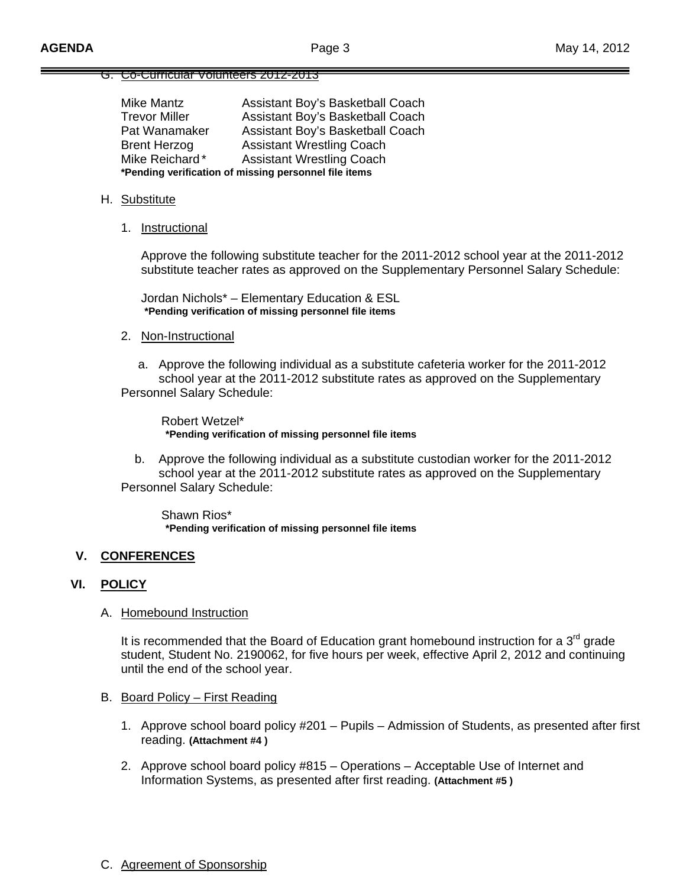G. Co-Curricular Volunteers 2012-2013

| | |
|---|---|
| Mike Mantz | Assistant Boy's Basketball Coach |
| Trevor Miller | Assistant Boy's Basketball Coach |
| Pat Wanamaker | Assistant Boy's Basketball Coach |
| Brent Herzog | Assistant Wrestling Coach |
| Mike Reichard* | Assistant Wrestling Coach |

**\*Pending verification of missing personnel file items**

H. Substitute

1. Instructional

   Approve the following substitute teacher for the 2011-2012 school year at the 2011-2012 substitute teacher rates as approved on the Supplementary Personnel Salary Schedule:

   Jordan Nichols* – Elementary Education & ESL
   **\*Pending verification of missing personnel file items**

2. Non-Instructional

   a. Approve the following individual as a substitute cafeteria worker for the 2011-2012 school year at the 2011-2012 substitute rates as approved on the Supplementary Personnel Salary Schedule:

      Robert Wetzel*
      **\*Pending verification of missing personnel file items**

   b. Approve the following individual as a substitute custodian worker for the 2011-2012 school year at the 2011-2012 substitute rates as approved on the Supplementary Personnel Salary Schedule:

      Shawn Rios*
      **\*Pending verification of missing personnel file items**

## V. CONFERENCES

## VI. POLICY

A. Homebound Instruction

It is recommended that the Board of Education grant homebound instruction for a 3rd grade student, Student No. 2190062, for five hours per week, effective April 2, 2012 and continuing until the end of the school year.

B. Board Policy – First Reading

1. Approve school board policy #201 – Pupils – Admission of Students, as presented after first reading. **(Attachment #4 )**

2. Approve school board policy #815 – Operations – Acceptable Use of Internet and Information Systems, as presented after first reading. **(Attachment #5 )**

C. Agreement of Sponsorship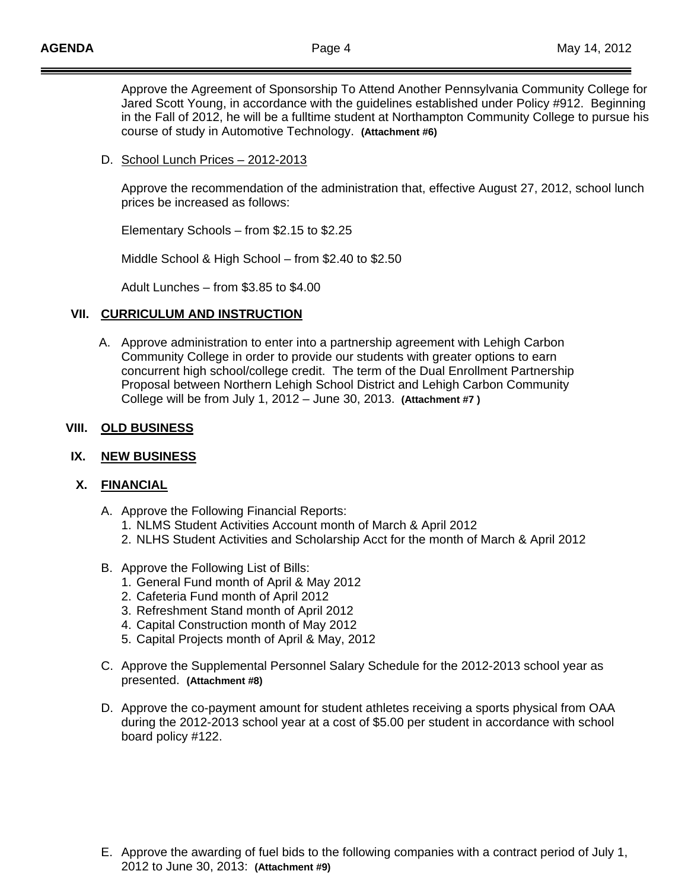Approve the Agreement of Sponsorship To Attend Another Pennsylvania Community College for Jared Scott Young, in accordance with the guidelines established under Policy #912. Beginning in the Fall of 2012, he will be a fulltime student at Northampton Community College to pursue his course of study in Automotive Technology. **(Attachment #6)**

D. School Lunch Prices – 2012-2013

Approve the recommendation of the administration that, effective August 27, 2012, school lunch prices be increased as follows:

Elementary Schools – from $2.15 to $2.25

Middle School & High School – from $2.40 to $2.50

Adult Lunches – from $3.85 to $4.00

## VII. CURRICULUM AND INSTRUCTION

A. Approve administration to enter into a partnership agreement with Lehigh Carbon Community College in order to provide our students with greater options to earn concurrent high school/college credit. The term of the Dual Enrollment Partnership Proposal between Northern Lehigh School District and Lehigh Carbon Community College will be from July 1, 2012 – June 30, 2013. **(Attachment #7 )**

## VIII. OLD BUSINESS

## IX. NEW BUSINESS

## X. FINANCIAL

A. Approve the Following Financial Reports:
1. NLMS Student Activities Account month of March & April 2012
2. NLHS Student Activities and Scholarship Acct for the month of March & April 2012

B. Approve the Following List of Bills:
1. General Fund month of April & May 2012
2. Cafeteria Fund month of April 2012
3. Refreshment Stand month of April 2012
4. Capital Construction month of May 2012
5. Capital Projects month of April & May, 2012

C. Approve the Supplemental Personnel Salary Schedule for the 2012-2013 school year as presented. **(Attachment #8)**

D. Approve the co-payment amount for student athletes receiving a sports physical from OAA during the 2012-2013 school year at a cost of $5.00 per student in accordance with school board policy #122.

E. Approve the awarding of fuel bids to the following companies with a contract period of July 1, 2012 to June 30, 2013: **(Attachment #9)**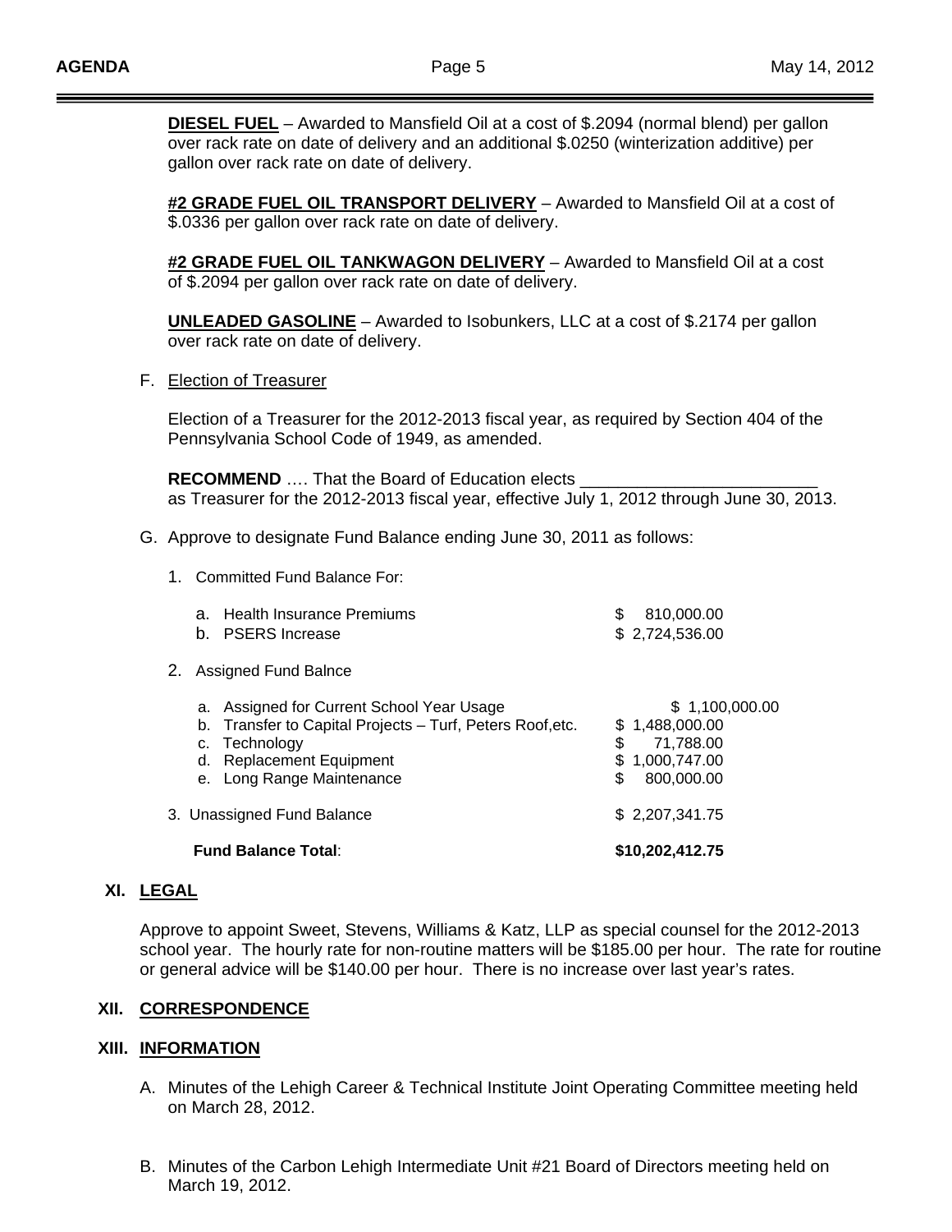**DIESEL FUEL** – Awarded to Mansfield Oil at a cost of $.2094 (normal blend) per gallon over rack rate on date of delivery and an additional $.0250 (winterization additive) per gallon over rack rate on date of delivery.

**#2 GRADE FUEL OIL TRANSPORT DELIVERY** – Awarded to Mansfield Oil at a cost of $.0336 per gallon over rack rate on date of delivery.

**#2 GRADE FUEL OIL TANKWAGON DELIVERY** – Awarded to Mansfield Oil at a cost of $.2094 per gallon over rack rate on date of delivery.

**UNLEADED GASOLINE** – Awarded to Isobunkers, LLC at a cost of $.2174 per gallon over rack rate on date of delivery.

F. Election of Treasurer

Election of a Treasurer for the 2012-2013 fiscal year, as required by Section 404 of the Pennsylvania School Code of 1949, as amended.

**RECOMMEND** …. That the Board of Education elects \_\_\_\_\_\_\_\_\_\_\_\_\_\_\_\_\_\_\_\_\_\_\_\_\_ as Treasurer for the 2012-2013 fiscal year, effective July 1, 2012 through June 30, 2013.

G. Approve to designate Fund Balance ending June 30, 2011 as follows:

| | |
|---|---|
| 1. Committed Fund Balance For: | |
| a. Health Insurance Premiums | $ 810,000.00 |
| b. PSERS Increase | $ 2,724,536.00 |
| 2. Assigned Fund Balnce | |
| a. Assigned for Current School Year Usage | $ 1,100,000.00 |
| b. Transfer to Capital Projects – Turf, Peters Roof,etc. | $ 1,488,000.00 |
| c. Technology | $ 71,788.00 |
| d. Replacement Equipment | $ 1,000,747.00 |
| e. Long Range Maintenance | $ 800,000.00 |
| 3. Unassigned Fund Balance | $ 2,207,341.75 |
| **Fund Balance Total**: | **$10,202,412.75** |

## XI. LEGAL

Approve to appoint Sweet, Stevens, Williams & Katz, LLP as special counsel for the 2012-2013 school year. The hourly rate for non-routine matters will be $185.00 per hour. The rate for routine or general advice will be $140.00 per hour. There is no increase over last year's rates.

## XII. CORRESPONDENCE

## XIII. INFORMATION

A. Minutes of the Lehigh Career & Technical Institute Joint Operating Committee meeting held on March 28, 2012.

B. Minutes of the Carbon Lehigh Intermediate Unit #21 Board of Directors meeting held on March 19, 2012.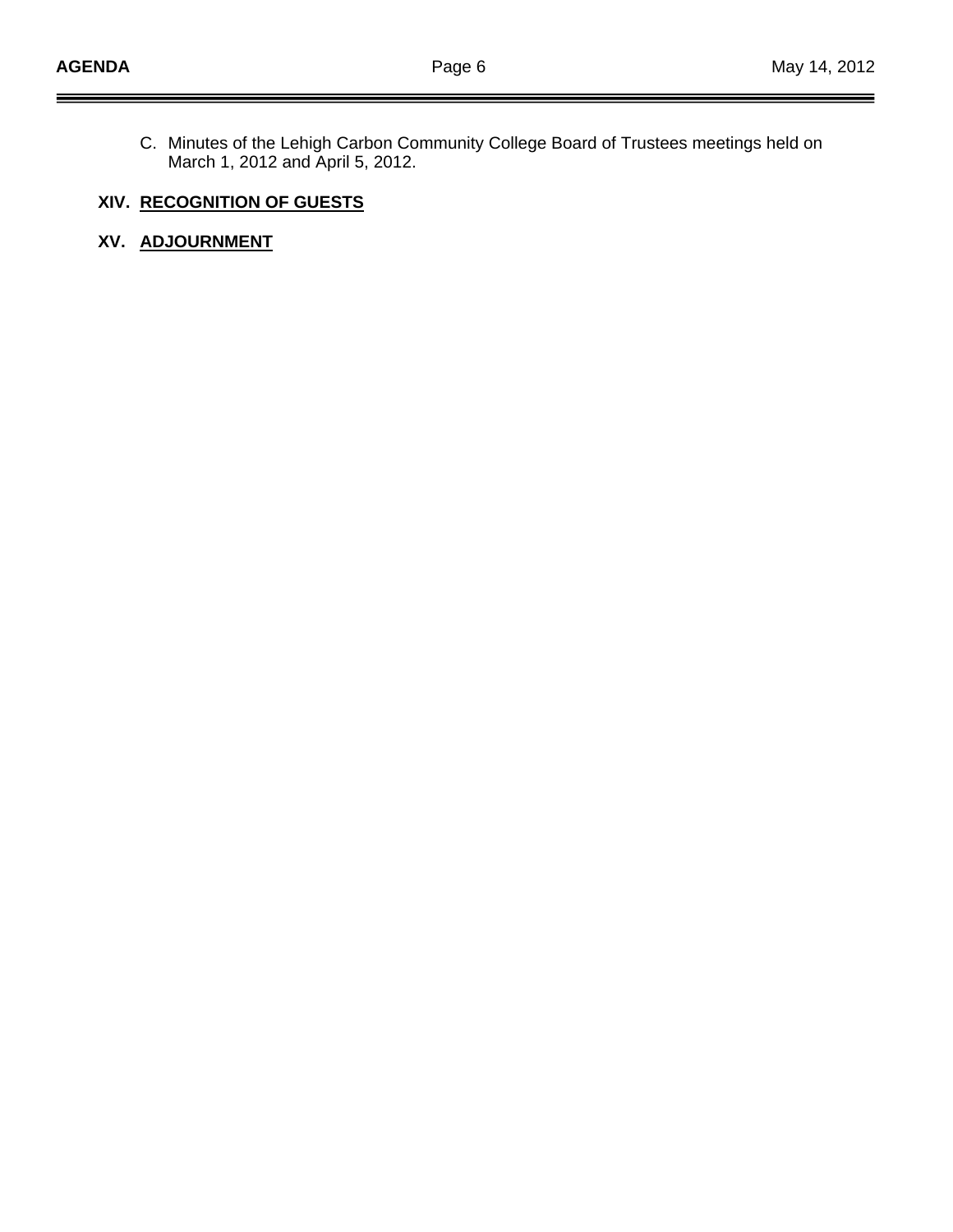C. Minutes of the Lehigh Carbon Community College Board of Trustees meetings held on March 1, 2012 and April 5, 2012.

## XIV. RECOGNITION OF GUESTS

## XV. ADJOURNMENT